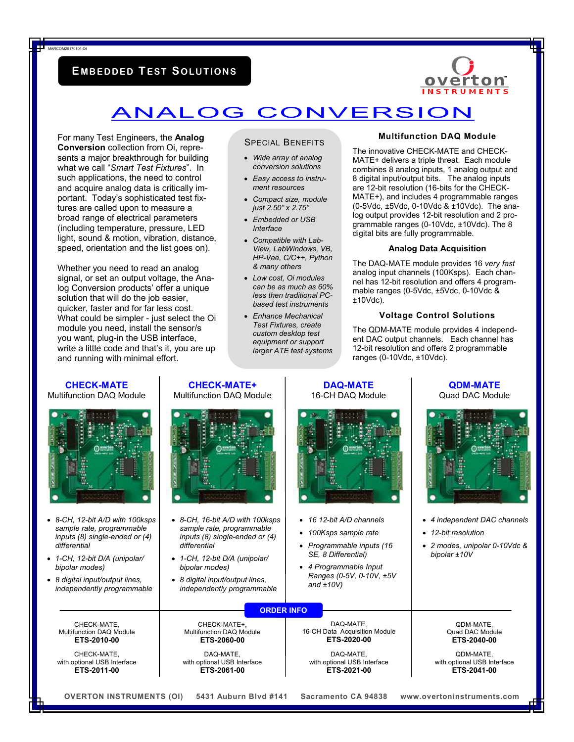MARCOM20170101-OI

**EMBEDDED TEST SOLUTIONS**

overton INSTRUMENTS

# ANALOG CONVERSION

For many Test Engineers, the **Analog Conversion** collection from Oi, represents a major breakthrough for building what we call "*Smart Test Fixtures*". In such applications, the need to control and acquire analog data is critically important. Today's sophisticated test fixtures are called upon to measure a broad range of electrical parameters (including temperature, pressure, LED light, sound & motion, vibration, distance, speed, orientation and the list goes on).

Whether you need to read an analog signal, or set an output voltage, the Analog Conversion products' offer a unique solution that will do the job easier, quicker, faster and for far less cost. What could be simpler - just select the Oi module you need, install the sensor/s you want, plug-in the USB interface, write a little code and that's it, you are up and running with minimal effort.

## SPECIAL BENEFITS

- *Wide array of analog conversion solutions*
- *Easy access to instrument resources*
- *Compact size, module just 2.50" x 2.75"*
- *Embedded or USB Interface*
- *Compatible with LabView, LabWindows, VB, HP-Vee, C/C++, Python & many others*
- *Low cost, Oi modules can be as much as 60% less then traditional PC-based test instruments*
- *Enhance Mechanical Test Fixtures, create custom desktop test equipment or support larger ATE test systems*

### Multifunction DAQ Module

The innovative CHECK-MATE and CHECK-MATE+ delivers a triple threat. Each module combines 8 analog inputs, 1 analog output and 8 digital input/output bits. The analog inputs are 12-bit resolution (16-bits for the CHECK-MATE+), and includes 4 programmable ranges (0-5Vdc, ±5Vdc, 0-10Vdc & ±10Vdc). The analog output provides 12-bit resolution and 2 programmable ranges (0-10Vdc, ±10Vdc). The 8 digital bits are fully programmable.

### Analog Data Acquisition

The DAQ-MATE module provides 16 *very fast* analog input channels (100Ksps). Each channel has 12-bit resolution and offers 4 programmable ranges (0-5Vdc, ±5Vdc, 0-10Vdc & ±10Vdc).

### Voltage Control Solutions

The QDM-MATE module provides 4 independent DAC output channels. Each channel has 12-bit resolution and offers 2 programmable ranges (0-10Vdc, ±10Vdc).

## CHECK-MATE
Multifunction DAQ Module

- *8-CH, 12-bit A/D with 100ksps sample rate, programmable inputs (8) single-ended or (4) differential*
- *1-CH, 12-bit D/A (unipolar/ bipolar modes)*
- *8 digital input/output lines, independently programmable*

## CHECK-MATE+
Multifunction DAQ Module

- *8-CH, 16-bit A/D with 100ksps sample rate, programmable inputs (8) single-ended or (4) differential*
- *1-CH, 12-bit D/A (unipolar/ bipolar modes)*
- *8 digital input/output lines, independently programmable*

## DAQ-MATE
16-CH DAQ Module

- *16 12-bit A/D channels*
- *100Ksps sample rate*
- *Programmable inputs (16 SE, 8 Differential)*
- *4 Programmable Input Ranges (0-5V, 0-10V, ±5V and ±10V)*

## QDM-MATE
Quad DAC Module

- *4 independent DAC channels*
- *12-bit resolution*
- *2 modes, unipolar 0-10Vdc & bipolar ±10V*

## ORDER INFO

| CHECK-MATE | CHECK-MATE+ | DAQ-MATE | QDM-MATE |
|---|---|---|---|
| CHECK-MATE, Multifunction DAQ Module **ETS-2010-00** | CHECK-MATE+, Multifunction DAQ Module **ETS-2060-00** | DAQ-MATE, 16-CH Data Acquisition Module **ETS-2020-00** | QDM-MATE, Quad DAC Module **ETS-2040-00** |
| CHECK-MATE, with optional USB Interface **ETS-2011-00** | DAQ-MATE, with optional USB Interface **ETS-2061-00** | DAQ-MATE, with optional USB Interface **ETS-2021-00** | QDM-MATE, with optional USB Interface **ETS-2041-00** |

**OVERTON INSTRUMENTS (OI) 5431 Auburn Blvd #141 Sacramento CA 94838 www.overtoninstruments.com**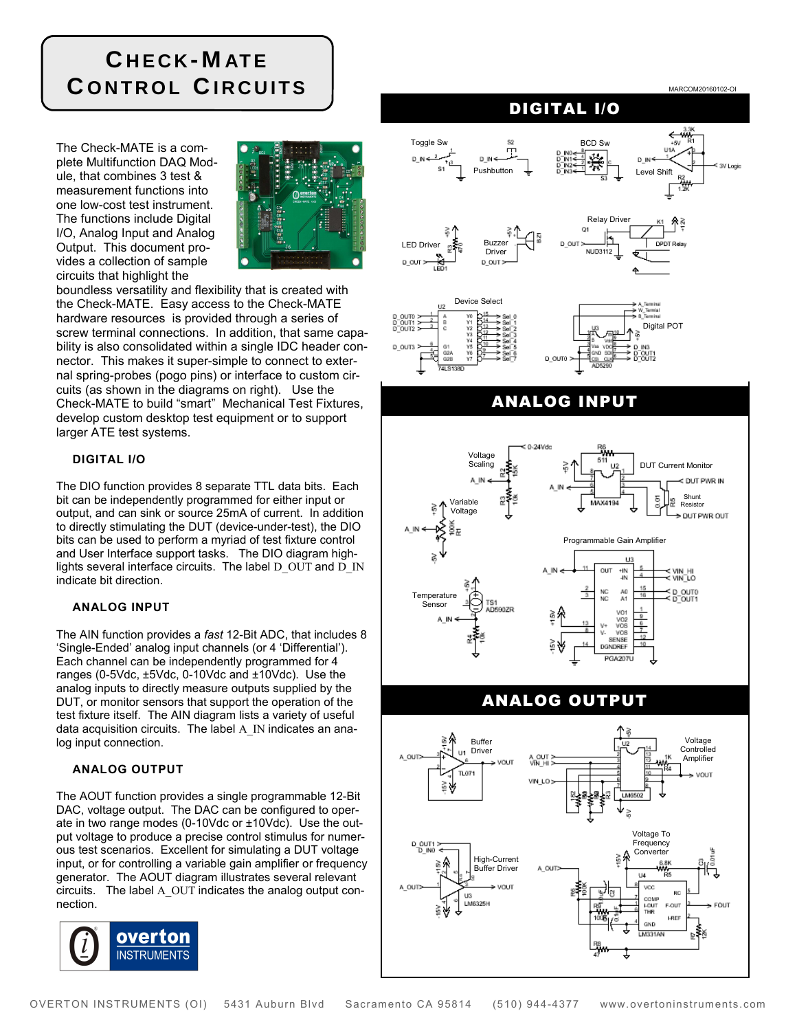# Check-Mate Control Circuits

The Check-MATE is a complete Multifunction DAQ Module, that combines 3 test & measurement functions into one low-cost test instrument. The functions include Digital I/O, Analog Input and Analog Output. This document provides a collection of sample circuits that highlight the boundless versatility and flexibility that is created with the Check-MATE. Easy access to the Check-MATE hardware resources is provided through a series of screw terminal connections. In addition, that same capability is also consolidated within a single IDC header connector. This makes it super-simple to connect to external spring-probes (pogo pins) or interface to custom circuits (as shown in the diagrams on right). Use the Check-MATE to build "smart" Mechanical Test Fixtures, develop custom desktop test equipment or to support larger ATE test systems.

### DIGITAL I/O

The DIO function provides 8 separate TTL data bits. Each bit can be independently programmed for either input or output, and can sink or source 25mA of current. In addition to directly stimulating the DUT (device-under-test), the DIO bits can be used to perform a myriad of test fixture control and User Interface support tasks. The DIO diagram highlights several interface circuits. The label D_OUT and D_IN indicate bit direction.

### ANALOG INPUT

The AIN function provides a *fast* 12-Bit ADC, that includes 8 'Single-Ended' analog input channels (or 4 'Differential'). Each channel can be independently programmed for 4 ranges (0-5Vdc, ±5Vdc, 0-10Vdc and ±10Vdc). Use the analog inputs to directly measure outputs supplied by the DUT, or monitor sensors that support the operation of the test fixture itself. The AIN diagram lists a variety of useful data acquisition circuits. The label A_IN indicates an analog input connection.

### ANALOG OUTPUT

The AOUT function provides a single programmable 12-Bit DAC, voltage output. The DAC can be configured to operate in two range modes (0-10Vdc or ±10Vdc). Use the output voltage to produce a precise control stimulus for numerous test scenarios. Excellent for simulating a DUT voltage input, or for controlling a variable gain amplifier or frequency generator. The AOUT diagram illustrates several relevant circuits. The label A_OUT indicates the analog output connection.

MARCOM20160102-OI

## DIGITAL I/O

Toggle Sw
D_IN S1
S2
D_IN
Pushbutton
BCD Sw
D_IN0 D_IN1 D_IN2 D_IN3
S3
3.3K R1 +5V
U1A
D_IN
Level Shift
R2 1.2K
3V Logic
LED Driver
+5V R3 470
D_OUT LED1
Buzzer Driver
+5V BZ1
D_OUT
Relay Driver
Q1
D_OUT
NUD3112
K1 +12V
DPDT Relay
Device Select
U2
D_OUT0 D_OUT1 D_OUT2
D_OUT3
A B C
G1 G2A G2B
Y0 Y1 Y2 Y3 Y4 Y5 Y6 Y7
Sel_0 Sel_1 Sel_2 Sel_3 Sel_4 Sel_5 Sel_6 Sel_7
74LS138D
A_Terminal W_Terminal B_Terminal
Digital POT
U3
D_OUT0
D_IN3 D_OUT1 D_OUT2
AD5290

## ANALOG INPUT

Voltage Scaling
0-24Vdc
R2 15K
A_IN
R3 10K
Variable Voltage
+5V
A_IN
100K R1
-5V
R6 511
+5V
U2
A_IN
MAX4194
DUT Current Monitor
DUT PWR IN
0.01 R5
Shunt Resistor
DUT PWR OUT
Programmable Gain Amplifier
U3
A_IN
OUT +IN -IN
VIN_HI VIN_LO
NC NC
A0 A1
D_OUT0 D_OUT1
Temperature Sensor
+5V
TS1 AD590ZR
A_IN
R4 10K
+15V
-15V
V+ V-
VO1 VO2 VOS VOS SENSE DGNDREF
PGA207U

## ANALOG OUTPUT

+15V
A_OUT
U1
Buffer Driver
VOUT
TL071
-15V
+5V
U2
A_OUT VIN_HI
VIN_LO
1K R4
Voltage Controlled Amplifier
VOUT
R1 R2 R3
LM6502
-5V
D_OUT1 D_IN0
+15V
High-Current Buffer Driver
A_OUT
VOUT
U3 LM6325H
-15V
Voltage To Frequency Converter
+15V
6.8K R5
C3 0.01uF
A_OUT
U4
R6 100K
C2
VCC COMP I-OUT THR GND
RC F-OUT I-REF
FOUT
R9 100K
C1 0.1uF
LM331AN
R7 12K
R8 47

![overton INSTRUMENTS](logo)